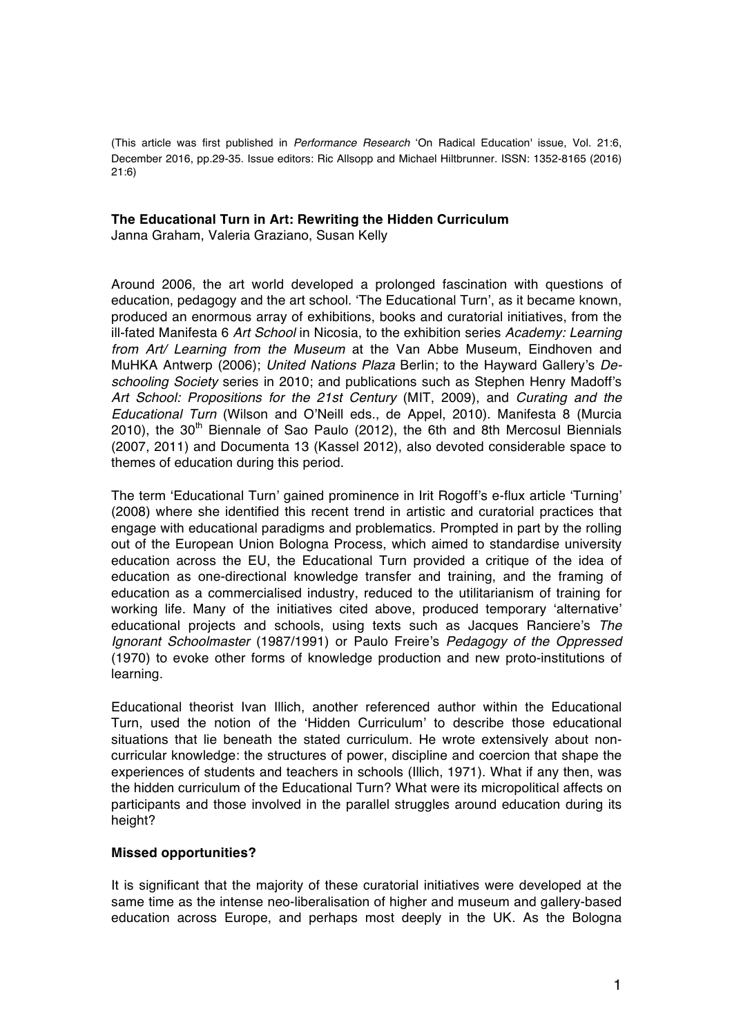(This article was first published in *Performance Research* 'On Radical Education' issue, Vol. 21:6, December 2016, pp.29-35. Issue editors: Ric Allsopp and Michael Hiltbrunner. ISSN: 1352-8165 (2016) 21:6)

**The Educational Turn in Art: Rewriting the Hidden Curriculum**
Janna Graham, Valeria Graziano, Susan Kelly

Around 2006, the art world developed a prolonged fascination with questions of education, pedagogy and the art school. 'The Educational Turn', as it became known, produced an enormous array of exhibitions, books and curatorial initiatives, from the ill-fated Manifesta 6 *Art School* in Nicosia, to the exhibition series *Academy: Learning from Art/ Learning from the Museum* at the Van Abbe Museum, Eindhoven and MuHKA Antwerp (2006); *United Nations Plaza* Berlin; to the Hayward Gallery's *De-schooling Society* series in 2010; and publications such as Stephen Henry Madoff's *Art School: Propositions for the 21st Century* (MIT, 2009), and *Curating and the Educational Turn* (Wilson and O'Neill eds., de Appel, 2010). Manifesta 8 (Murcia 2010), the 30th Biennale of Sao Paulo (2012), the 6th and 8th Mercosul Biennials (2007, 2011) and Documenta 13 (Kassel 2012), also devoted considerable space to themes of education during this period.

The term 'Educational Turn' gained prominence in Irit Rogoff's e-flux article 'Turning' (2008) where she identified this recent trend in artistic and curatorial practices that engage with educational paradigms and problematics. Prompted in part by the rolling out of the European Union Bologna Process, which aimed to standardise university education across the EU, the Educational Turn provided a critique of the idea of education as one-directional knowledge transfer and training, and the framing of education as a commercialised industry, reduced to the utilitarianism of training for working life. Many of the initiatives cited above, produced temporary 'alternative' educational projects and schools, using texts such as Jacques Ranciere's *The Ignorant Schoolmaster* (1987/1991) or Paulo Freire's *Pedagogy of the Oppressed* (1970) to evoke other forms of knowledge production and new proto-institutions of learning.

Educational theorist Ivan Illich, another referenced author within the Educational Turn, used the notion of the 'Hidden Curriculum' to describe those educational situations that lie beneath the stated curriculum. He wrote extensively about non-curricular knowledge: the structures of power, discipline and coercion that shape the experiences of students and teachers in schools (Illich, 1971). What if any then, was the hidden curriculum of the Educational Turn? What were its micropolitical affects on participants and those involved in the parallel struggles around education during its height?

**Missed opportunities?**

It is significant that the majority of these curatorial initiatives were developed at the same time as the intense neo-liberalisation of higher and museum and gallery-based education across Europe, and perhaps most deeply in the UK. As the Bologna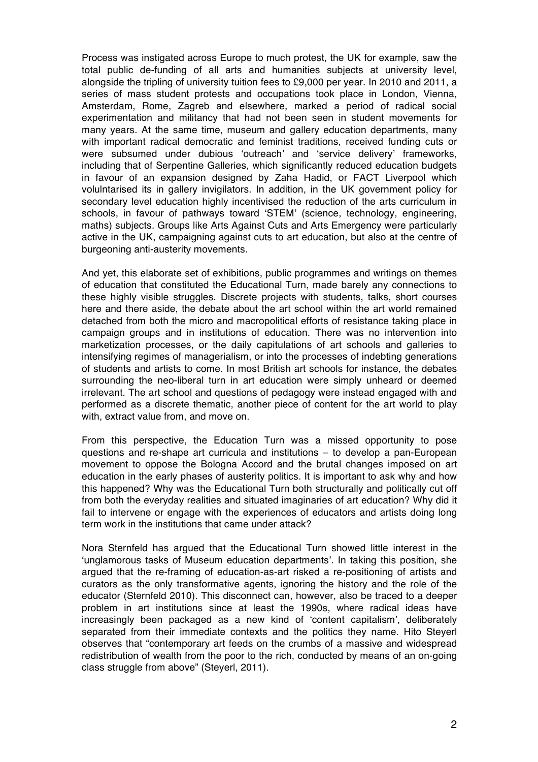Process was instigated across Europe to much protest, the UK for example, saw the total public de-funding of all arts and humanities subjects at university level, alongside the tripling of university tuition fees to £9,000 per year. In 2010 and 2011, a series of mass student protests and occupations took place in London, Vienna, Amsterdam, Rome, Zagreb and elsewhere, marked a period of radical social experimentation and militancy that had not been seen in student movements for many years. At the same time, museum and gallery education departments, many with important radical democratic and feminist traditions, received funding cuts or were subsumed under dubious 'outreach' and 'service delivery' frameworks, including that of Serpentine Galleries, which significantly reduced education budgets in favour of an expansion designed by Zaha Hadid, or FACT Liverpool which volulntarised its in gallery invigilators. In addition, in the UK government policy for secondary level education highly incentivised the reduction of the arts curriculum in schools, in favour of pathways toward 'STEM' (science, technology, engineering, maths) subjects. Groups like Arts Against Cuts and Arts Emergency were particularly active in the UK, campaigning against cuts to art education, but also at the centre of burgeoning anti-austerity movements.

And yet, this elaborate set of exhibitions, public programmes and writings on themes of education that constituted the Educational Turn, made barely any connections to these highly visible struggles. Discrete projects with students, talks, short courses here and there aside, the debate about the art school within the art world remained detached from both the micro and macropolitical efforts of resistance taking place in campaign groups and in institutions of education. There was no intervention into marketization processes, or the daily capitulations of art schools and galleries to intensifying regimes of managerialism, or into the processes of indebting generations of students and artists to come. In most British art schools for instance, the debates surrounding the neo-liberal turn in art education were simply unheard or deemed irrelevant. The art school and questions of pedagogy were instead engaged with and performed as a discrete thematic, another piece of content for the art world to play with, extract value from, and move on.

From this perspective, the Education Turn was a missed opportunity to pose questions and re-shape art curricula and institutions – to develop a pan-European movement to oppose the Bologna Accord and the brutal changes imposed on art education in the early phases of austerity politics. It is important to ask why and how this happened? Why was the Educational Turn both structurally and politically cut off from both the everyday realities and situated imaginaries of art education? Why did it fail to intervene or engage with the experiences of educators and artists doing long term work in the institutions that came under attack?

Nora Sternfeld has argued that the Educational Turn showed little interest in the 'unglamorous tasks of Museum education departments'. In taking this position, she argued that the re-framing of education-as-art risked a re-positioning of artists and curators as the only transformative agents, ignoring the history and the role of the educator (Sternfeld 2010). This disconnect can, however, also be traced to a deeper problem in art institutions since at least the 1990s, where radical ideas have increasingly been packaged as a new kind of 'content capitalism', deliberately separated from their immediate contexts and the politics they name. Hito Steyerl observes that "contemporary art feeds on the crumbs of a massive and widespread redistribution of wealth from the poor to the rich, conducted by means of an on-going class struggle from above" (Steyerl, 2011).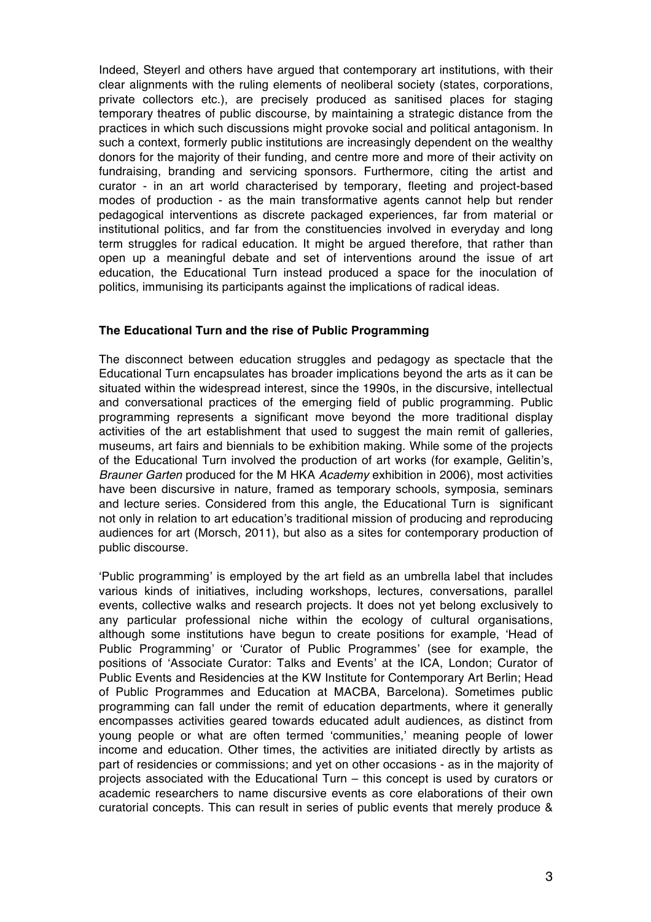Indeed, Steyerl and others have argued that contemporary art institutions, with their clear alignments with the ruling elements of neoliberal society (states, corporations, private collectors etc.), are precisely produced as sanitised places for staging temporary theatres of public discourse, by maintaining a strategic distance from the practices in which such discussions might provoke social and political antagonism. In such a context, formerly public institutions are increasingly dependent on the wealthy donors for the majority of their funding, and centre more and more of their activity on fundraising, branding and servicing sponsors. Furthermore, citing the artist and curator - in an art world characterised by temporary, fleeting and project-based modes of production - as the main transformative agents cannot help but render pedagogical interventions as discrete packaged experiences, far from material or institutional politics, and far from the constituencies involved in everyday and long term struggles for radical education. It might be argued therefore, that rather than open up a meaningful debate and set of interventions around the issue of art education, the Educational Turn instead produced a space for the inoculation of politics, immunising its participants against the implications of radical ideas.

**The Educational Turn and the rise of Public Programming**

The disconnect between education struggles and pedagogy as spectacle that the Educational Turn encapsulates has broader implications beyond the arts as it can be situated within the widespread interest, since the 1990s, in the discursive, intellectual and conversational practices of the emerging field of public programming. Public programming represents a significant move beyond the more traditional display activities of the art establishment that used to suggest the main remit of galleries, museums, art fairs and biennials to be exhibition making. While some of the projects of the Educational Turn involved the production of art works (for example, Gelitin's, *Brauner Garten* produced for the M HKA *Academy* exhibition in 2006), most activities have been discursive in nature, framed as temporary schools, symposia, seminars and lecture series. Considered from this angle, the Educational Turn is significant not only in relation to art education's traditional mission of producing and reproducing audiences for art (Morsch, 2011), but also as a sites for contemporary production of public discourse.

'Public programming' is employed by the art field as an umbrella label that includes various kinds of initiatives, including workshops, lectures, conversations, parallel events, collective walks and research projects. It does not yet belong exclusively to any particular professional niche within the ecology of cultural organisations, although some institutions have begun to create positions for example, 'Head of Public Programming' or 'Curator of Public Programmes' (see for example, the positions of 'Associate Curator: Talks and Events' at the ICA, London; Curator of Public Events and Residencies at the KW Institute for Contemporary Art Berlin; Head of Public Programmes and Education at MACBA, Barcelona). Sometimes public programming can fall under the remit of education departments, where it generally encompasses activities geared towards educated adult audiences, as distinct from young people or what are often termed 'communities,' meaning people of lower income and education. Other times, the activities are initiated directly by artists as part of residencies or commissions; and yet on other occasions - as in the majority of projects associated with the Educational Turn – this concept is used by curators or academic researchers to name discursive events as core elaborations of their own curatorial concepts. This can result in series of public events that merely produce &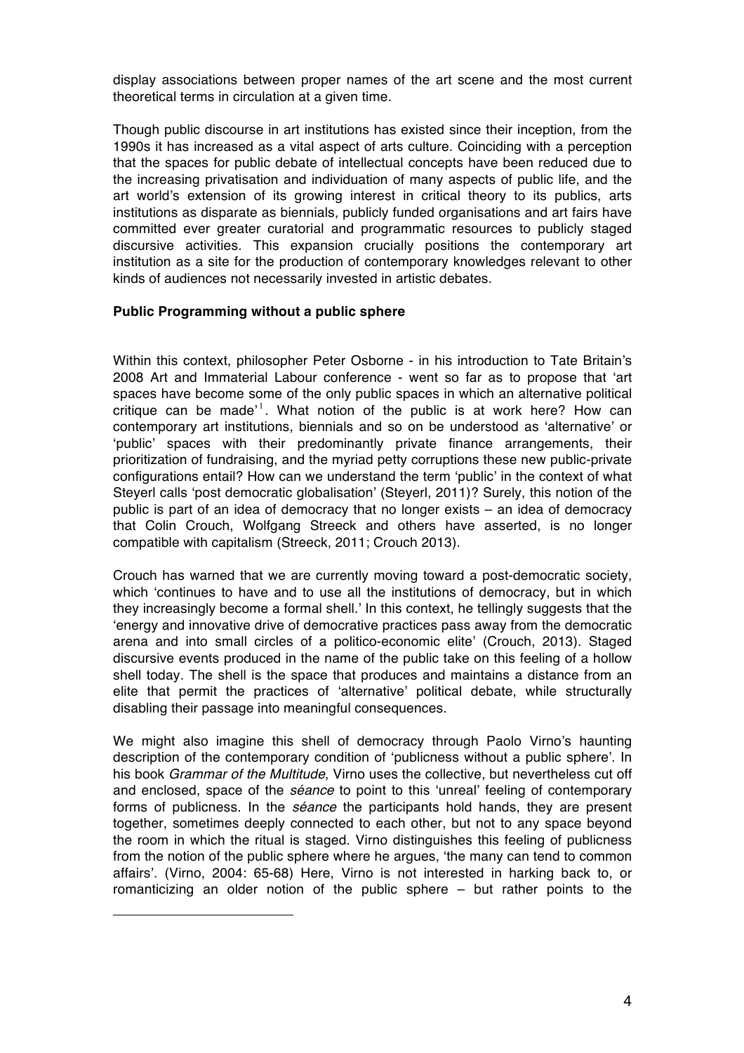display associations between proper names of the art scene and the most current theoretical terms in circulation at a given time.

Though public discourse in art institutions has existed since their inception, from the 1990s it has increased as a vital aspect of arts culture. Coinciding with a perception that the spaces for public debate of intellectual concepts have been reduced due to the increasing privatisation and individuation of many aspects of public life, and the art world's extension of its growing interest in critical theory to its publics, arts institutions as disparate as biennials, publicly funded organisations and art fairs have committed ever greater curatorial and programmatic resources to publicly staged discursive activities. This expansion crucially positions the contemporary art institution as a site for the production of contemporary knowledges relevant to other kinds of audiences not necessarily invested in artistic debates.

**Public Programming without a public sphere**

Within this context, philosopher Peter Osborne - in his introduction to Tate Britain's 2008 Art and Immaterial Labour conference - went so far as to propose that 'art spaces have become some of the only public spaces in which an alternative political critique can be made'[1]. What notion of the public is at work here? How can contemporary art institutions, biennials and so on be understood as 'alternative' or 'public' spaces with their predominantly private finance arrangements, their prioritization of fundraising, and the myriad petty corruptions these new public-private configurations entail? How can we understand the term 'public' in the context of what Steyerl calls 'post democratic globalisation' (Steyerl, 2011)? Surely, this notion of the public is part of an idea of democracy that no longer exists – an idea of democracy that Colin Crouch, Wolfgang Streeck and others have asserted, is no longer compatible with capitalism (Streeck, 2011; Crouch 2013).

Crouch has warned that we are currently moving toward a post-democratic society, which 'continues to have and to use all the institutions of democracy, but in which they increasingly become a formal shell.' In this context, he tellingly suggests that the 'energy and innovative drive of democrative practices pass away from the democratic arena and into small circles of a politico-economic elite' (Crouch, 2013). Staged discursive events produced in the name of the public take on this feeling of a hollow shell today. The shell is the space that produces and maintains a distance from an elite that permit the practices of 'alternative' political debate, while structurally disabling their passage into meaningful consequences.

We might also imagine this shell of democracy through Paolo Virno's haunting description of the contemporary condition of 'publicness without a public sphere'. In his book *Grammar of the Multitude*, Virno uses the collective, but nevertheless cut off and enclosed, space of the *séance* to point to this 'unreal' feeling of contemporary forms of publicness. In the *séance* the participants hold hands, they are present together, sometimes deeply connected to each other, but not to any space beyond the room in which the ritual is staged. Virno distinguishes this feeling of publicness from the notion of the public sphere where he argues, 'the many can tend to common affairs'. (Virno, 2004: 65-68) Here, Virno is not interested in harking back to, or romanticizing an older notion of the public sphere – but rather points to the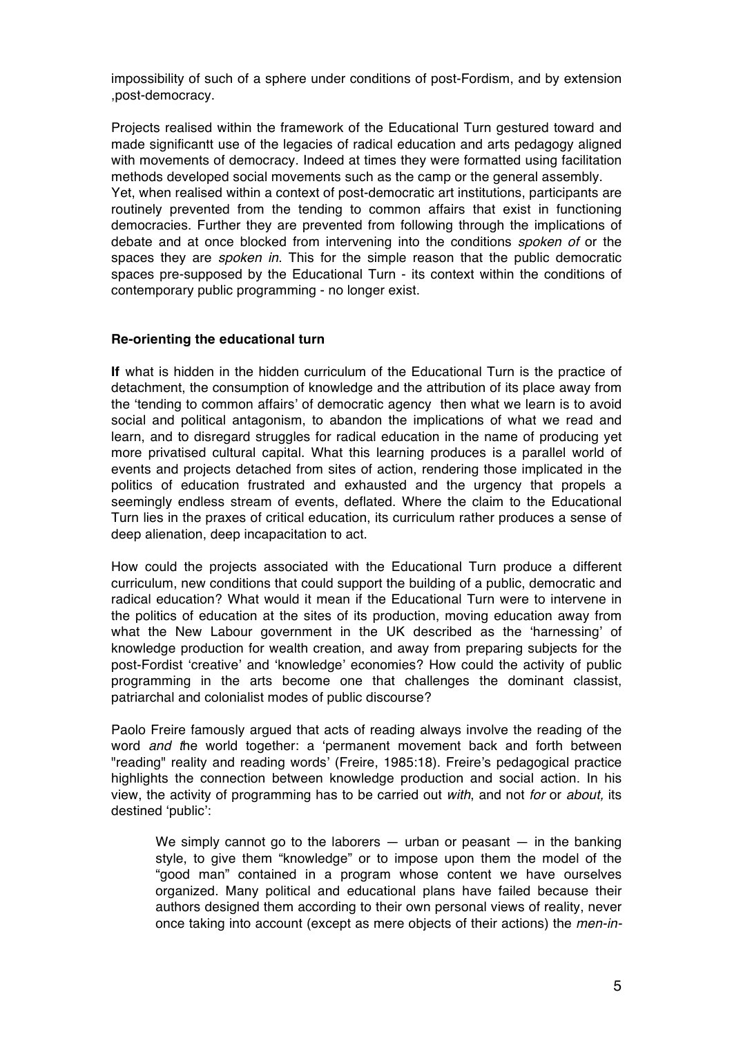impossibility of such of a sphere under conditions of post-Fordism, and by extension ,post-democracy.

Projects realised within the framework of the Educational Turn gestured toward and made significantt use of the legacies of radical education and arts pedagogy aligned with movements of democracy. Indeed at times they were formatted using facilitation methods developed social movements such as the camp or the general assembly.
Yet, when realised within a context of post-democratic art institutions, participants are routinely prevented from the tending to common affairs that exist in functioning democracies. Further they are prevented from following through the implications of debate and at once blocked from intervening into the conditions *spoken of* or the spaces they are *spoken in*. This for the simple reason that the public democratic spaces pre-supposed by the Educational Turn - its context within the conditions of contemporary public programming - no longer exist.

### Re-orienting the educational turn

**If** what is hidden in the hidden curriculum of the Educational Turn is the practice of detachment, the consumption of knowledge and the attribution of its place away from the 'tending to common affairs' of democratic agency then what we learn is to avoid social and political antagonism, to abandon the implications of what we read and learn, and to disregard struggles for radical education in the name of producing yet more privatised cultural capital. What this learning produces is a parallel world of events and projects detached from sites of action, rendering those implicated in the politics of education frustrated and exhausted and the urgency that propels a seemingly endless stream of events, deflated. Where the claim to the Educational Turn lies in the praxes of critical education, its curriculum rather produces a sense of deep alienation, deep incapacitation to act.

How could the projects associated with the Educational Turn produce a different curriculum, new conditions that could support the building of a public, democratic and radical education? What would it mean if the Educational Turn were to intervene in the politics of education at the sites of its production, moving education away from what the New Labour government in the UK described as the 'harnessing' of knowledge production for wealth creation, and away from preparing subjects for the post-Fordist 'creative' and 'knowledge' economies? How could the activity of public programming in the arts become one that challenges the dominant classist, patriarchal and colonialist modes of public discourse?

Paolo Freire famously argued that acts of reading always involve the reading of the word *and t*he world together: a 'permanent movement back and forth between "reading" reality and reading words' (Freire, 1985:18). Freire's pedagogical practice highlights the connection between knowledge production and social action. In his view, the activity of programming has to be carried out *with*, and not *for* or *about,* its destined 'public':

> We simply cannot go to the laborers — urban or peasant — in the banking style, to give them "knowledge" or to impose upon them the model of the "good man" contained in a program whose content we have ourselves organized. Many political and educational plans have failed because their authors designed them according to their own personal views of reality, never once taking into account (except as mere objects of their actions) the *men-in-*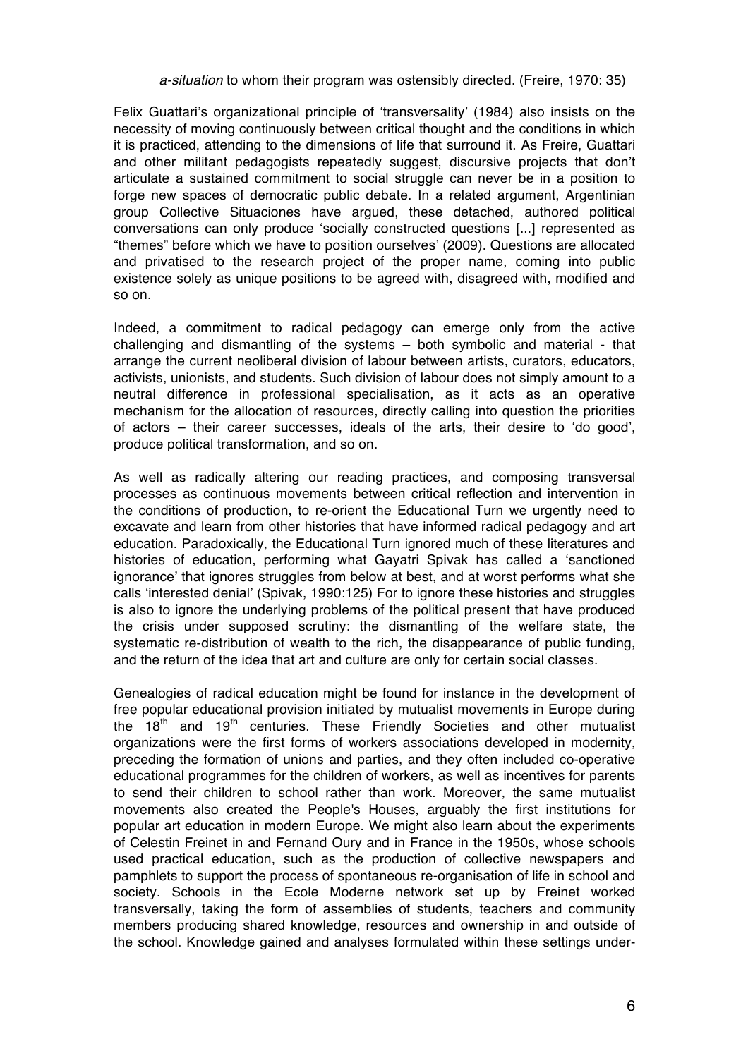*a-situation* to whom their program was ostensibly directed. (Freire, 1970: 35)

Felix Guattari's organizational principle of 'transversality' (1984) also insists on the necessity of moving continuously between critical thought and the conditions in which it is practiced, attending to the dimensions of life that surround it. As Freire, Guattari and other militant pedagogists repeatedly suggest, discursive projects that don't articulate a sustained commitment to social struggle can never be in a position to forge new spaces of democratic public debate. In a related argument, Argentinian group Collective Situaciones have argued, these detached, authored political conversations can only produce 'socially constructed questions [...] represented as "themes" before which we have to position ourselves' (2009). Questions are allocated and privatised to the research project of the proper name, coming into public existence solely as unique positions to be agreed with, disagreed with, modified and so on.

Indeed, a commitment to radical pedagogy can emerge only from the active challenging and dismantling of the systems – both symbolic and material - that arrange the current neoliberal division of labour between artists, curators, educators, activists, unionists, and students. Such division of labour does not simply amount to a neutral difference in professional specialisation, as it acts as an operative mechanism for the allocation of resources, directly calling into question the priorities of actors – their career successes, ideals of the arts, their desire to 'do good', produce political transformation, and so on.

As well as radically altering our reading practices, and composing transversal processes as continuous movements between critical reflection and intervention in the conditions of production, to re-orient the Educational Turn we urgently need to excavate and learn from other histories that have informed radical pedagogy and art education. Paradoxically, the Educational Turn ignored much of these literatures and histories of education, performing what Gayatri Spivak has called a 'sanctioned ignorance' that ignores struggles from below at best, and at worst performs what she calls 'interested denial' (Spivak, 1990:125) For to ignore these histories and struggles is also to ignore the underlying problems of the political present that have produced the crisis under supposed scrutiny: the dismantling of the welfare state, the systematic re-distribution of wealth to the rich, the disappearance of public funding, and the return of the idea that art and culture are only for certain social classes.

Genealogies of radical education might be found for instance in the development of free popular educational provision initiated by mutualist movements in Europe during the 18th and 19th centuries. These Friendly Societies and other mutualist organizations were the first forms of workers associations developed in modernity, preceding the formation of unions and parties, and they often included co-operative educational programmes for the children of workers, as well as incentives for parents to send their children to school rather than work. Moreover, the same mutualist movements also created the People's Houses, arguably the first institutions for popular art education in modern Europe. We might also learn about the experiments of Celestin Freinet in and Fernand Oury and in France in the 1950s, whose schools used practical education, such as the production of collective newspapers and pamphlets to support the process of spontaneous re-organisation of life in school and society. Schools in the Ecole Moderne network set up by Freinet worked transversally, taking the form of assemblies of students, teachers and community members producing shared knowledge, resources and ownership in and outside of the school. Knowledge gained and analyses formulated within these settings under-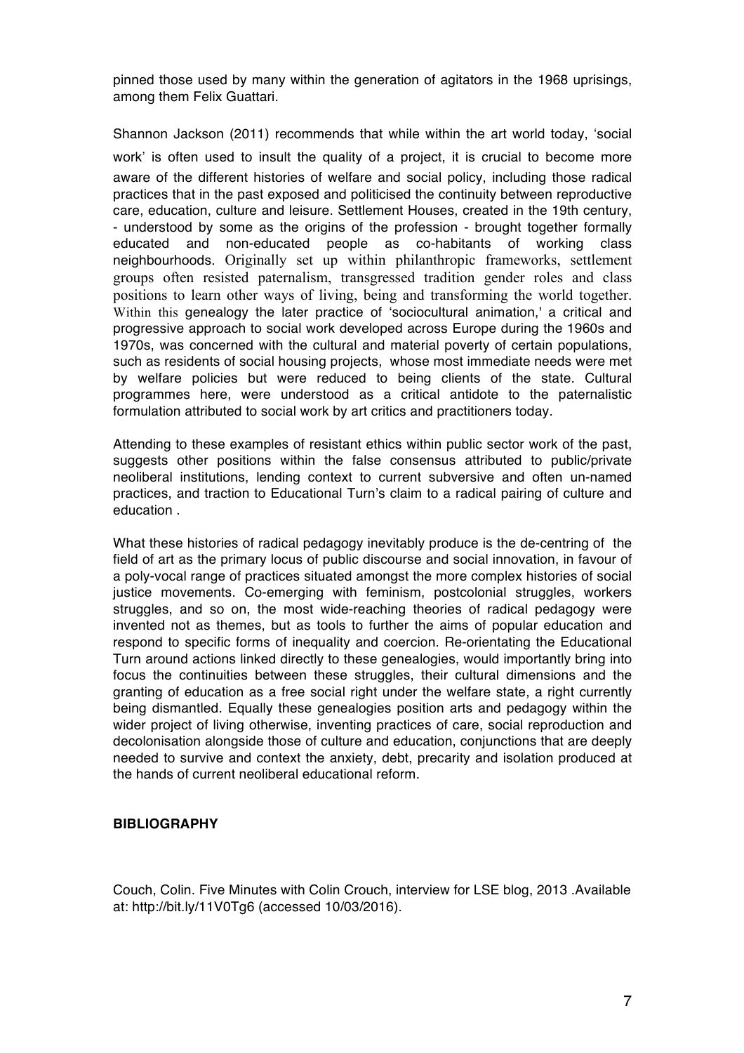pinned those used by many within the generation of agitators in the 1968 uprisings, among them Felix Guattari.

Shannon Jackson (2011) recommends that while within the art world today, 'social work' is often used to insult the quality of a project, it is crucial to become more aware of the different histories of welfare and social policy, including those radical practices that in the past exposed and politicised the continuity between reproductive care, education, culture and leisure. Settlement Houses, created in the 19th century, - understood by some as the origins of the profession - brought together formally educated and non-educated people as co-habitants of working class neighbourhoods. Originally set up within philanthropic frameworks, settlement groups often resisted paternalism, transgressed tradition gender roles and class positions to learn other ways of living, being and transforming the world together. Within this genealogy the later practice of 'sociocultural animation,' a critical and progressive approach to social work developed across Europe during the 1960s and 1970s, was concerned with the cultural and material poverty of certain populations, such as residents of social housing projects, whose most immediate needs were met by welfare policies but were reduced to being clients of the state. Cultural programmes here, were understood as a critical antidote to the paternalistic formulation attributed to social work by art critics and practitioners today.

Attending to these examples of resistant ethics within public sector work of the past, suggests other positions within the false consensus attributed to public/private neoliberal institutions, lending context to current subversive and often un-named practices, and traction to Educational Turn's claim to a radical pairing of culture and education .

What these histories of radical pedagogy inevitably produce is the de-centring of the field of art as the primary locus of public discourse and social innovation, in favour of a poly-vocal range of practices situated amongst the more complex histories of social justice movements. Co-emerging with feminism, postcolonial struggles, workers struggles, and so on, the most wide-reaching theories of radical pedagogy were invented not as themes, but as tools to further the aims of popular education and respond to specific forms of inequality and coercion. Re-orientating the Educational Turn around actions linked directly to these genealogies, would importantly bring into focus the continuities between these struggles, their cultural dimensions and the granting of education as a free social right under the welfare state, a right currently being dismantled. Equally these genealogies position arts and pedagogy within the wider project of living otherwise, inventing practices of care, social reproduction and decolonisation alongside those of culture and education, conjunctions that are deeply needed to survive and context the anxiety, debt, precarity and isolation produced at the hands of current neoliberal educational reform.

**BIBLIOGRAPHY**

Couch, Colin. Five Minutes with Colin Crouch, interview for LSE blog, 2013 .Available at: http://bit.ly/11V0Tg6 (accessed 10/03/2016).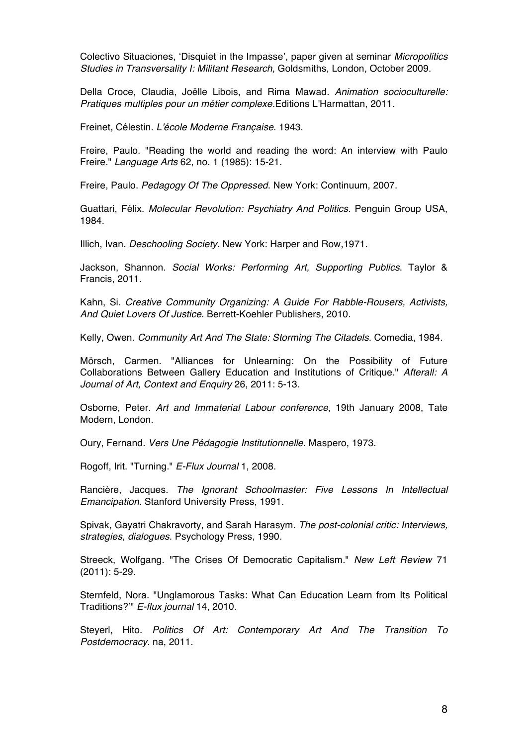Colectivo Situaciones, 'Disquiet in the Impasse', paper given at seminar *Micropolitics Studies in Transversality I: Militant Research*, Goldsmiths, London, October 2009.

Della Croce, Claudia, Joëlle Libois, and Rima Mawad. *Animation socioculturelle: Pratiques multiples pour un métier complexe.*Editions L'Harmattan, 2011.

Freinet, Célestin. *L'école Moderne Française*. 1943.

Freire, Paulo. "Reading the world and reading the word: An interview with Paulo Freire." *Language Arts* 62, no. 1 (1985): 15-21.

Freire, Paulo. *Pedagogy Of The Oppressed*. New York: Continuum, 2007.

Guattari, Félix. *Molecular Revolution: Psychiatry And Politics*. Penguin Group USA, 1984.

Illich, Ivan. *Deschooling Society*. New York: Harper and Row,1971.

Jackson, Shannon. *Social Works: Performing Art, Supporting Publics*. Taylor & Francis, 2011.

Kahn, Si. *Creative Community Organizing: A Guide For Rabble-Rousers, Activists, And Quiet Lovers Of Justice*. Berrett-Koehler Publishers, 2010.

Kelly, Owen. *Community Art And The State: Storming The Citadels*. Comedia, 1984.

Mörsch, Carmen. "Alliances for Unlearning: On the Possibility of Future Collaborations Between Gallery Education and Institutions of Critique." *Afterall: A Journal of Art, Context and Enquiry* 26, 2011: 5-13.

Osborne, Peter. *Art and Immaterial Labour conference*, 19th January 2008, Tate Modern, London.

Oury, Fernand. *Vers Une Pédagogie Institutionnelle*. Maspero, 1973.

Rogoff, Irit. "Turning." *E-Flux Journal* 1, 2008.

Rancière, Jacques. *The Ignorant Schoolmaster: Five Lessons In Intellectual Emancipation*. Stanford University Press, 1991.

Spivak, Gayatri Chakravorty, and Sarah Harasym. *The post-colonial critic: Interviews, strategies, dialogues*. Psychology Press, 1990.

Streeck, Wolfgang. "The Crises Of Democratic Capitalism." *New Left Review* 71 (2011): 5-29.

Sternfeld, Nora. "Unglamorous Tasks: What Can Education Learn from Its Political Traditions?'" *E-flux journal* 14, 2010.

Steyerl, Hito. *Politics Of Art: Contemporary Art And The Transition To Postdemocracy*. na, 2011.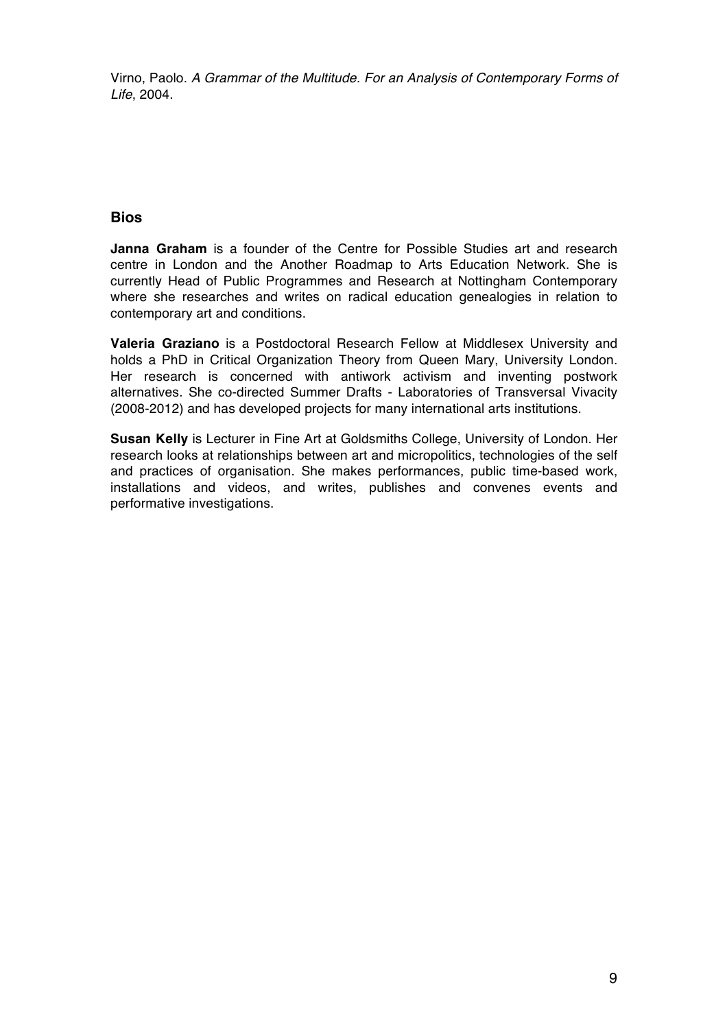Virno, Paolo. *A Grammar of the Multitude. For an Analysis of Contemporary Forms of Life*, 2004.

## Bios

**Janna Graham** is a founder of the Centre for Possible Studies art and research centre in London and the Another Roadmap to Arts Education Network. She is currently Head of Public Programmes and Research at Nottingham Contemporary where she researches and writes on radical education genealogies in relation to contemporary art and conditions.

**Valeria Graziano** is a Postdoctoral Research Fellow at Middlesex University and holds a PhD in Critical Organization Theory from Queen Mary, University London. Her research is concerned with antiwork activism and inventing postwork alternatives. She co-directed Summer Drafts - Laboratories of Transversal Vivacity (2008-2012) and has developed projects for many international arts institutions.

**Susan Kelly** is Lecturer in Fine Art at Goldsmiths College, University of London. Her research looks at relationships between art and micropolitics, technologies of the self and practices of organisation. She makes performances, public time-based work, installations and videos, and writes, publishes and convenes events and performative investigations.